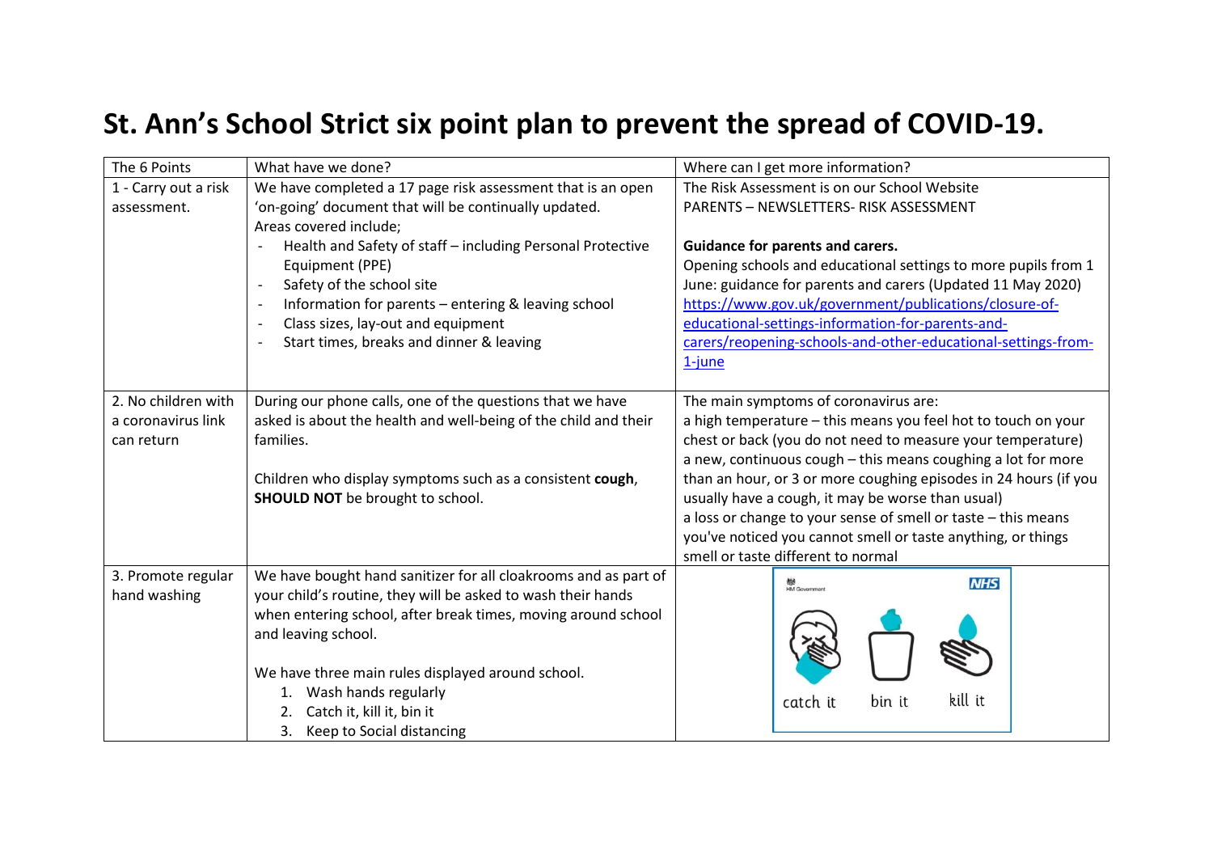# St. Ann's School Strict six point plan to prevent the spread of COVID-19.

| The 6 Points | What have we done? | Where can I get more information? |
|---|---|---|
| 1 - Carry out a risk assessment. | We have completed a 17 page risk assessment that is an open 'on-going' document that will be continually updated.<br>Areas covered include;<br>- Health and Safety of staff – including Personal Protective Equipment (PPE)<br>- Safety of the school site<br>- Information for parents – entering & leaving school<br>- Class sizes, lay-out and equipment<br>- Start times, breaks and dinner & leaving | The Risk Assessment is on our School Website<br>PARENTS – NEWSLETTERS- RISK ASSESSMENT<br><br>**Guidance for parents and carers.**<br>Opening schools and educational settings to more pupils from 1 June: guidance for parents and carers (Updated 11 May 2020)<br>[https://www.gov.uk/government/publications/closure-of-educational-settings-information-for-parents-and-carers/reopening-schools-and-other-educational-settings-from-1-june](https://www.gov.uk/government/publications/closure-of-educational-settings-information-for-parents-and-carers/reopening-schools-and-other-educational-settings-from-1-june) |
| 2. No children with a coronavirus link can return | During our phone calls, one of the questions that we have asked is about the health and well-being of the child and their families.<br><br>Children who display symptoms such as a consistent **cough**, **SHOULD NOT** be brought to school. | The main symptoms of coronavirus are:<br>a high temperature – this means you feel hot to touch on your chest or back (you do not need to measure your temperature)<br>a new, continuous cough – this means coughing a lot for more than an hour, or 3 or more coughing episodes in 24 hours (if you usually have a cough, it may be worse than usual)<br>a loss or change to your sense of smell or taste – this means you've noticed you cannot smell or taste anything, or things smell or taste different to normal |
| 3. Promote regular hand washing | We have bought hand sanitizer for all cloakrooms and as part of your child's routine, they will be asked to wash their hands when entering school, after break times, moving around school and leaving school.<br><br>We have three main rules displayed around school.<br>1. Wash hands regularly<br>2. Catch it, kill it, bin it<br>3. Keep to Social distancing | HM Government NHS<br>catch it bin it kill it |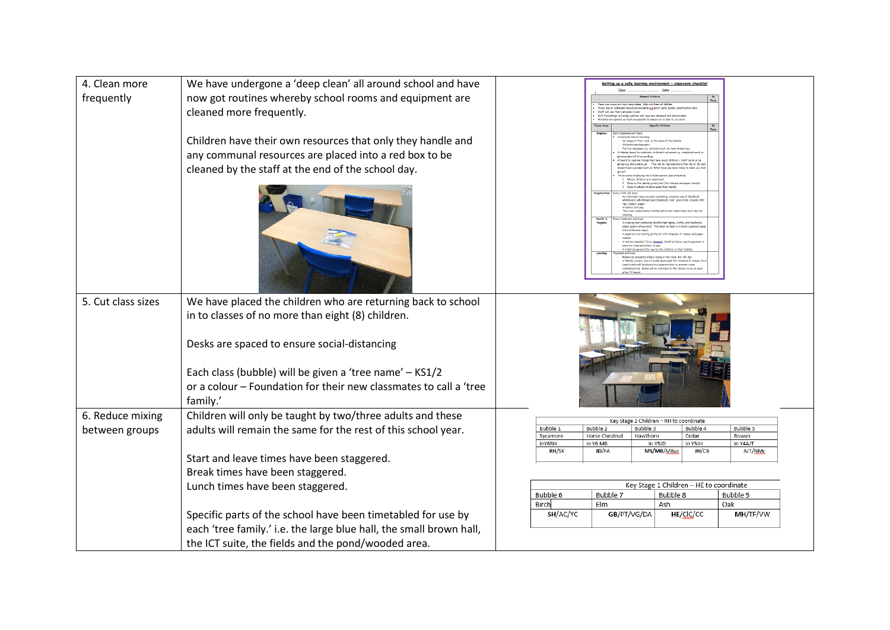| | | |
|---|---|---|
| 4. Clean more frequently | We have undergone a 'deep clean' all around school and have now got routines whereby school rooms and equipment are cleaned more frequently.<br><br>Children have their own resources that only they handle and any communal resources are placed into a red box to be cleaned by the staff at the end of the school day. | |
| 5. Cut class sizes | We have placed the children who are returning back to school in to classes of no more than eight (8) children.<br><br>Desks are spaced to ensure social-distancing<br><br>Each class (bubble) will be given a 'tree name' – KS1/2 or a colour – Foundation for their new classmates to call a 'tree family.' | |
| 6. Reduce mixing between groups | Children will only be taught by two/three adults and these adults will remain the same for the rest of this school year.<br><br>Start and leave times have been staggered.<br>Break times have been staggered.<br>Lunch times have been staggered.<br><br>Specific parts of the school have been timetabled for use by each 'tree family.' i.e. the large blue hall, the small brown hall, the ICT suite, the fields and the pond/wooded area. | |

Key Stage 2 Children – RH to coordinate

| Bubble 1 | Bubble 2 | Bubble 3 | Bubble 4 | Bubble 5 |
|---|---|---|---|---|
| Sycamore | Horse Chestnut | Hawthorn | Cedar | Rowan |
| inY6RH | In Y6 MB | In Y5JD | In Y5JH | In Y4AJT |
| **RH**/SK | **JD**/FA | **MS/MB**/MBaz | **JH**/CB | AJT/NMc |

Key Stage 1 Children – HE to coordinate

| Bubble 6 | Bubble 7 | Bubble 8 | Bubble 9 |
|---|---|---|---|
| Birch | Elm | Ash | Oak |
| **SH**/AC/YC | **GB**/PT/VG/DA | **HE**/CJC/CC | **MH**/TF/VW |